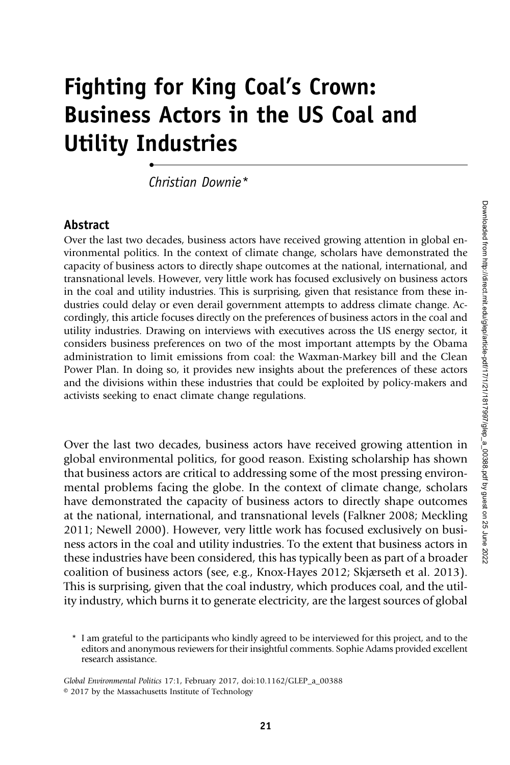# Fighting for King Coal's Crown: Business Actors in the US Coal and Utility Industries

*Christian Downie*\*

## Abstract

Over the last two decades, business actors have received growing attention in global environmental politics. In the context of climate change, scholars have demonstrated the capacity of business actors to directly shape outcomes at the national, international, and transnational levels. However, very little work has focused exclusively on business actors in the coal and utility industries. This is surprising, given that resistance from these industries could delay or even derail government attempts to address climate change. Accordingly, this article focuses directly on the preferences of business actors in the coal and utility industries. Drawing on interviews with executives across the US energy sector, it considers business preferences on two of the most important attempts by the Obama administration to limit emissions from coal: the Waxman-Markey bill and the Clean Power Plan. In doing so, it provides new insights about the preferences of these actors and the divisions within these industries that could be exploited by policy-makers and activists seeking to enact climate change regulations.

Over the last two decades, business actors have received growing attention in global environmental politics, for good reason. Existing scholarship has shown that business actors are critical to addressing some of the most pressing environmental problems facing the globe. In the context of climate change, scholars have demonstrated the capacity of business actors to directly shape outcomes at the national, international, and transnational levels (Falkner 2008; Meckling 2011; Newell 2000). However, very little work has focused exclusively on business actors in the coal and utility industries. To the extent that business actors in these industries have been considered, this has typically been as part of a broader coalition of business actors (see, e.g., Knox-Hayes 2012; Skjærseth et al. 2013). This is surprising, given that the coal industry, which produces coal, and the utility industry, which burns it to generate electricity, are the largest sources of global

\* I am grateful to the participants who kindly agreed to be interviewed for this project, and to the editors and anonymous reviewers for their insightful comments. Sophie Adams provided excellent research assistance.

*Global Environmental Politics* 17:1, February 2017, doi:10.1162/GLEP_a_00388
© 2017 by the Massachusetts Institute of Technology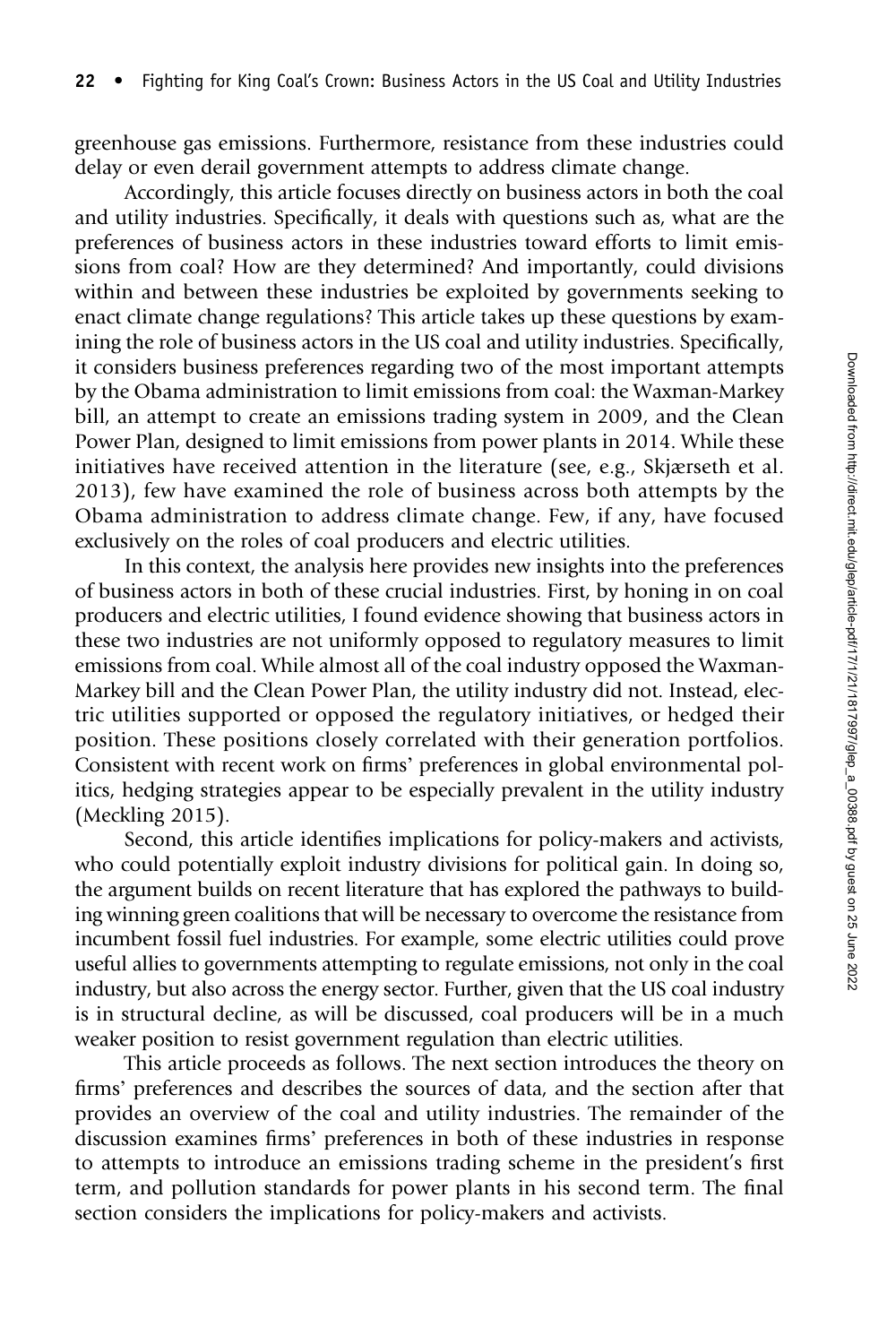greenhouse gas emissions. Furthermore, resistance from these industries could delay or even derail government attempts to address climate change.

Accordingly, this article focuses directly on business actors in both the coal and utility industries. Specifically, it deals with questions such as, what are the preferences of business actors in these industries toward efforts to limit emissions from coal? How are they determined? And importantly, could divisions within and between these industries be exploited by governments seeking to enact climate change regulations? This article takes up these questions by examining the role of business actors in the US coal and utility industries. Specifically, it considers business preferences regarding two of the most important attempts by the Obama administration to limit emissions from coal: the Waxman-Markey bill, an attempt to create an emissions trading system in 2009, and the Clean Power Plan, designed to limit emissions from power plants in 2014. While these initiatives have received attention in the literature (see, e.g., Skjærseth et al. 2013), few have examined the role of business across both attempts by the Obama administration to address climate change. Few, if any, have focused exclusively on the roles of coal producers and electric utilities.

In this context, the analysis here provides new insights into the preferences of business actors in both of these crucial industries. First, by honing in on coal producers and electric utilities, I found evidence showing that business actors in these two industries are not uniformly opposed to regulatory measures to limit emissions from coal. While almost all of the coal industry opposed the Waxman-Markey bill and the Clean Power Plan, the utility industry did not. Instead, electric utilities supported or opposed the regulatory initiatives, or hedged their position. These positions closely correlated with their generation portfolios. Consistent with recent work on firms' preferences in global environmental politics, hedging strategies appear to be especially prevalent in the utility industry (Meckling 2015).

Second, this article identifies implications for policy-makers and activists, who could potentially exploit industry divisions for political gain. In doing so, the argument builds on recent literature that has explored the pathways to building winning green coalitions that will be necessary to overcome the resistance from incumbent fossil fuel industries. For example, some electric utilities could prove useful allies to governments attempting to regulate emissions, not only in the coal industry, but also across the energy sector. Further, given that the US coal industry is in structural decline, as will be discussed, coal producers will be in a much weaker position to resist government regulation than electric utilities.

This article proceeds as follows. The next section introduces the theory on firms' preferences and describes the sources of data, and the section after that provides an overview of the coal and utility industries. The remainder of the discussion examines firms' preferences in both of these industries in response to attempts to introduce an emissions trading scheme in the president's first term, and pollution standards for power plants in his second term. The final section considers the implications for policy-makers and activists.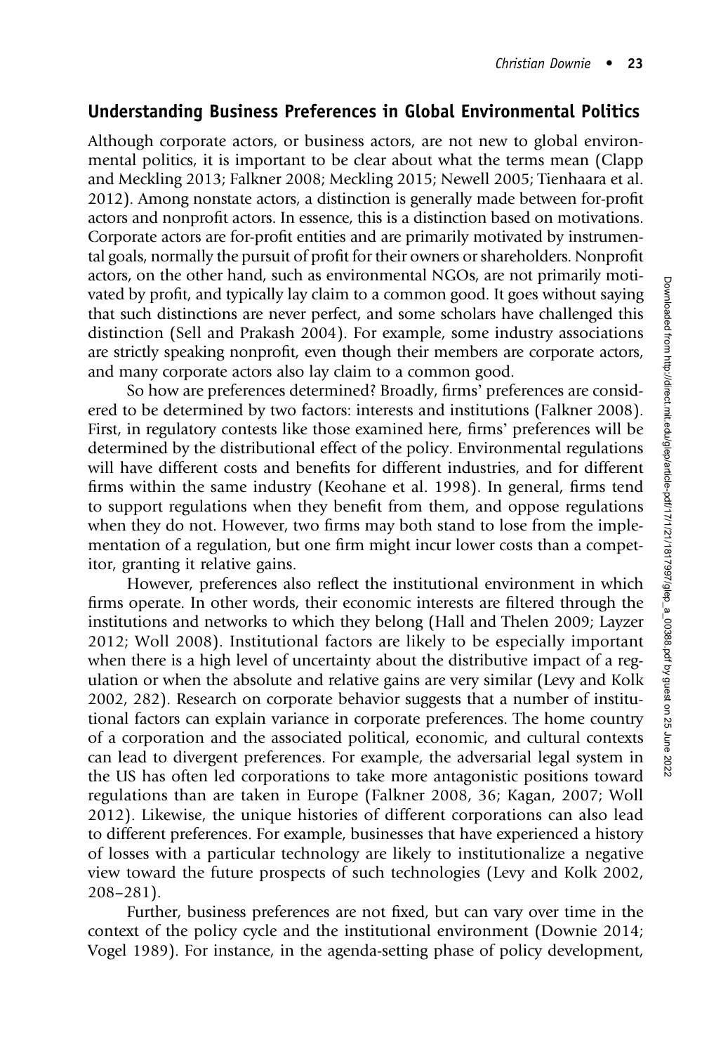## Understanding Business Preferences in Global Environmental Politics

Although corporate actors, or business actors, are not new to global environmental politics, it is important to be clear about what the terms mean (Clapp and Meckling 2013; Falkner 2008; Meckling 2015; Newell 2005; Tienhaara et al. 2012). Among nonstate actors, a distinction is generally made between for-profit actors and nonprofit actors. In essence, this is a distinction based on motivations. Corporate actors are for-profit entities and are primarily motivated by instrumental goals, normally the pursuit of profit for their owners or shareholders. Nonprofit actors, on the other hand, such as environmental NGOs, are not primarily motivated by profit, and typically lay claim to a common good. It goes without saying that such distinctions are never perfect, and some scholars have challenged this distinction (Sell and Prakash 2004). For example, some industry associations are strictly speaking nonprofit, even though their members are corporate actors, and many corporate actors also lay claim to a common good.

So how are preferences determined? Broadly, firms' preferences are considered to be determined by two factors: interests and institutions (Falkner 2008). First, in regulatory contests like those examined here, firms' preferences will be determined by the distributional effect of the policy. Environmental regulations will have different costs and benefits for different industries, and for different firms within the same industry (Keohane et al. 1998). In general, firms tend to support regulations when they benefit from them, and oppose regulations when they do not. However, two firms may both stand to lose from the implementation of a regulation, but one firm might incur lower costs than a competitor, granting it relative gains.

However, preferences also reflect the institutional environment in which firms operate. In other words, their economic interests are filtered through the institutions and networks to which they belong (Hall and Thelen 2009; Layzer 2012; Woll 2008). Institutional factors are likely to be especially important when there is a high level of uncertainty about the distributive impact of a regulation or when the absolute and relative gains are very similar (Levy and Kolk 2002, 282). Research on corporate behavior suggests that a number of institutional factors can explain variance in corporate preferences. The home country of a corporation and the associated political, economic, and cultural contexts can lead to divergent preferences. For example, the adversarial legal system in the US has often led corporations to take more antagonistic positions toward regulations than are taken in Europe (Falkner 2008, 36; Kagan, 2007; Woll 2012). Likewise, the unique histories of different corporations can also lead to different preferences. For example, businesses that have experienced a history of losses with a particular technology are likely to institutionalize a negative view toward the future prospects of such technologies (Levy and Kolk 2002, 208–281).

Further, business preferences are not fixed, but can vary over time in the context of the policy cycle and the institutional environment (Downie 2014; Vogel 1989). For instance, in the agenda-setting phase of policy development,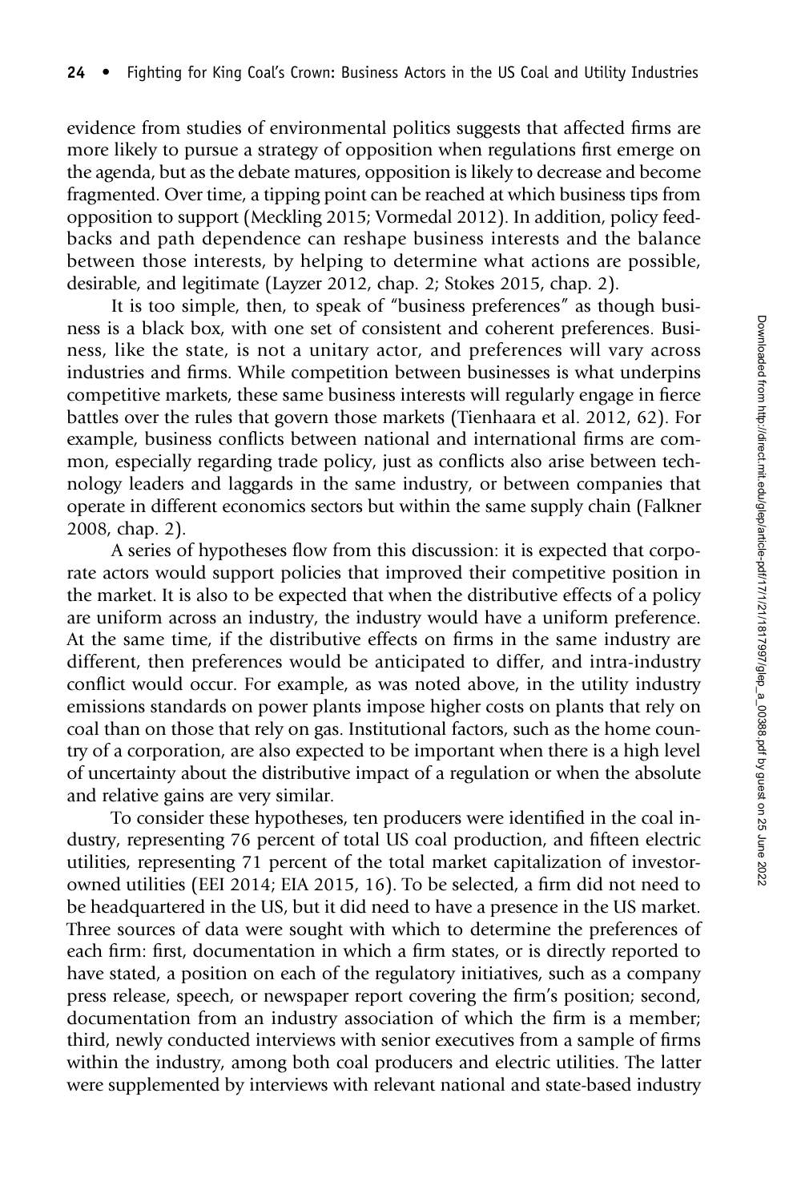evidence from studies of environmental politics suggests that affected firms are more likely to pursue a strategy of opposition when regulations first emerge on the agenda, but as the debate matures, opposition is likely to decrease and become fragmented. Over time, a tipping point can be reached at which business tips from opposition to support (Meckling 2015; Vormedal 2012). In addition, policy feedbacks and path dependence can reshape business interests and the balance between those interests, by helping to determine what actions are possible, desirable, and legitimate (Layzer 2012, chap. 2; Stokes 2015, chap. 2).

It is too simple, then, to speak of "business preferences" as though business is a black box, with one set of consistent and coherent preferences. Business, like the state, is not a unitary actor, and preferences will vary across industries and firms. While competition between businesses is what underpins competitive markets, these same business interests will regularly engage in fierce battles over the rules that govern those markets (Tienhaara et al. 2012, 62). For example, business conflicts between national and international firms are common, especially regarding trade policy, just as conflicts also arise between technology leaders and laggards in the same industry, or between companies that operate in different economics sectors but within the same supply chain (Falkner 2008, chap. 2).

A series of hypotheses flow from this discussion: it is expected that corporate actors would support policies that improved their competitive position in the market. It is also to be expected that when the distributive effects of a policy are uniform across an industry, the industry would have a uniform preference. At the same time, if the distributive effects on firms in the same industry are different, then preferences would be anticipated to differ, and intra-industry conflict would occur. For example, as was noted above, in the utility industry emissions standards on power plants impose higher costs on plants that rely on coal than on those that rely on gas. Institutional factors, such as the home country of a corporation, are also expected to be important when there is a high level of uncertainty about the distributive impact of a regulation or when the absolute and relative gains are very similar.

To consider these hypotheses, ten producers were identified in the coal industry, representing 76 percent of total US coal production, and fifteen electric utilities, representing 71 percent of the total market capitalization of investor-owned utilities (EEI 2014; EIA 2015, 16). To be selected, a firm did not need to be headquartered in the US, but it did need to have a presence in the US market. Three sources of data were sought with which to determine the preferences of each firm: first, documentation in which a firm states, or is directly reported to have stated, a position on each of the regulatory initiatives, such as a company press release, speech, or newspaper report covering the firm's position; second, documentation from an industry association of which the firm is a member; third, newly conducted interviews with senior executives from a sample of firms within the industry, among both coal producers and electric utilities. The latter were supplemented by interviews with relevant national and state-based industry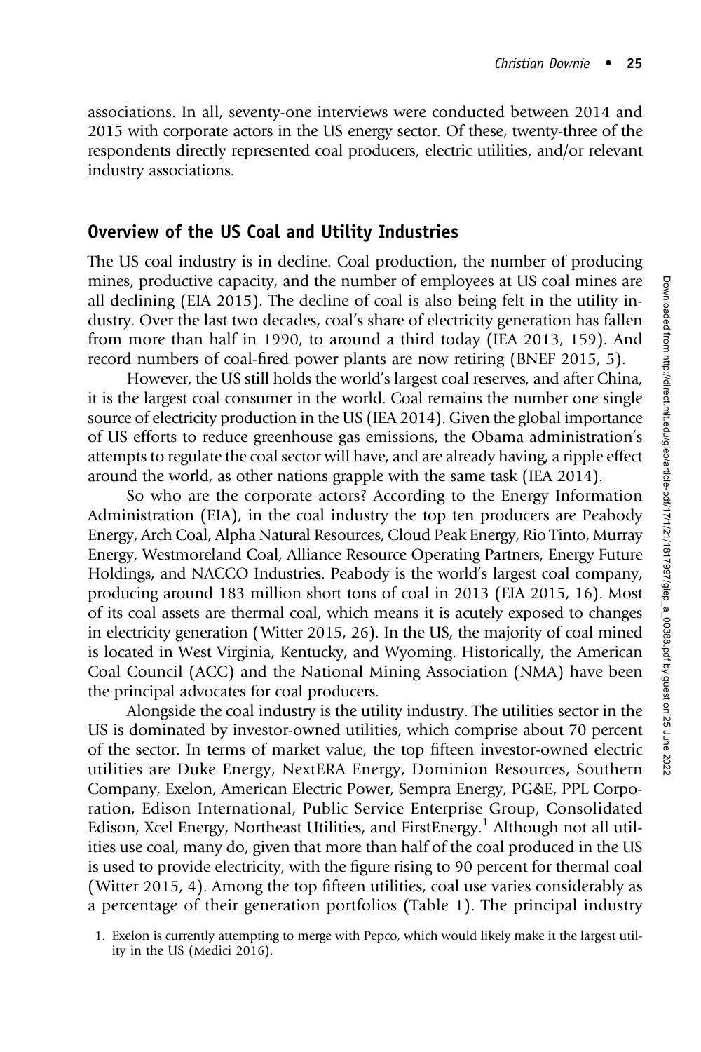associations. In all, seventy-one interviews were conducted between 2014 and 2015 with corporate actors in the US energy sector. Of these, twenty-three of the respondents directly represented coal producers, electric utilities, and/or relevant industry associations.

## Overview of the US Coal and Utility Industries

The US coal industry is in decline. Coal production, the number of producing mines, productive capacity, and the number of employees at US coal mines are all declining (EIA 2015). The decline of coal is also being felt in the utility industry. Over the last two decades, coal's share of electricity generation has fallen from more than half in 1990, to around a third today (IEA 2013, 159). And record numbers of coal-fired power plants are now retiring (BNEF 2015, 5).

However, the US still holds the world's largest coal reserves, and after China, it is the largest coal consumer in the world. Coal remains the number one single source of electricity production in the US (IEA 2014). Given the global importance of US efforts to reduce greenhouse gas emissions, the Obama administration's attempts to regulate the coal sector will have, and are already having, a ripple effect around the world, as other nations grapple with the same task (IEA 2014).

So who are the corporate actors? According to the Energy Information Administration (EIA), in the coal industry the top ten producers are Peabody Energy, Arch Coal, Alpha Natural Resources, Cloud Peak Energy, Rio Tinto, Murray Energy, Westmoreland Coal, Alliance Resource Operating Partners, Energy Future Holdings, and NACCO Industries. Peabody is the world's largest coal company, producing around 183 million short tons of coal in 2013 (EIA 2015, 16). Most of its coal assets are thermal coal, which means it is acutely exposed to changes in electricity generation (Witter 2015, 26). In the US, the majority of coal mined is located in West Virginia, Kentucky, and Wyoming. Historically, the American Coal Council (ACC) and the National Mining Association (NMA) have been the principal advocates for coal producers.

Alongside the coal industry is the utility industry. The utilities sector in the US is dominated by investor-owned utilities, which comprise about 70 percent of the sector. In terms of market value, the top fifteen investor-owned electric utilities are Duke Energy, NextERA Energy, Dominion Resources, Southern Company, Exelon, American Electric Power, Sempra Energy, PG&E, PPL Corporation, Edison International, Public Service Enterprise Group, Consolidated Edison, Xcel Energy, Northeast Utilities, and FirstEnergy.[1] Although not all utilities use coal, many do, given that more than half of the coal produced in the US is used to provide electricity, with the figure rising to 90 percent for thermal coal (Witter 2015, 4). Among the top fifteen utilities, coal use varies considerably as a percentage of their generation portfolios (Table 1). The principal industry

1. Exelon is currently attempting to merge with Pepco, which would likely make it the largest utility in the US (Medici 2016).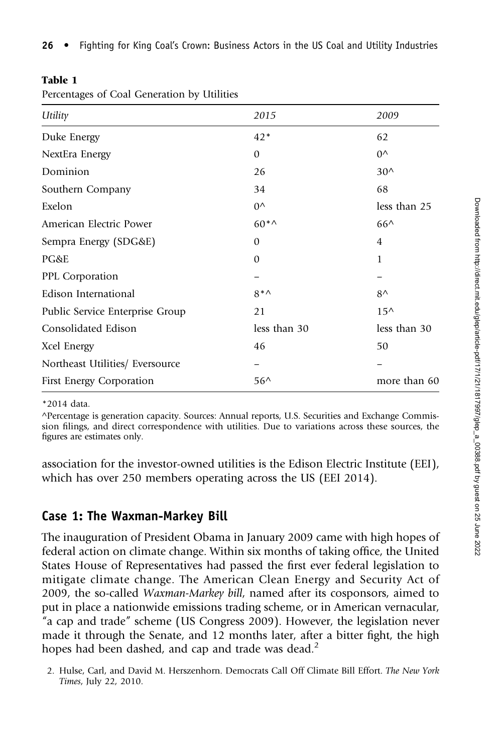**Table 1**

Percentages of Coal Generation by Utilities

| *Utility* | *2015* | *2009* |
|---|---|---|
| Duke Energy | 42* | 62 |
| NextEra Energy | 0 | 0^ |
| Dominion | 26 | 30^ |
| Southern Company | 34 | 68 |
| Exelon | 0^ | less than 25 |
| American Electric Power | 60*^ | 66^ |
| Sempra Energy (SDG&E) | 0 | 4 |
| PG&E | 0 | 1 |
| PPL Corporation | – | – |
| Edison International | 8*^ | 8^ |
| Public Service Enterprise Group | 21 | 15^ |
| Consolidated Edison | less than 30 | less than 30 |
| Xcel Energy | 46 | 50 |
| Northeast Utilities/ Eversource | – | – |
| First Energy Corporation | 56^ | more than 60 |

*2014 data.

^Percentage is generation capacity. Sources: Annual reports, U.S. Securities and Exchange Commission filings, and direct correspondence with utilities. Due to variations across these sources, the figures are estimates only.

association for the investor-owned utilities is the Edison Electric Institute (EEI), which has over 250 members operating across the US (EEI 2014).

## Case 1: The Waxman-Markey Bill

The inauguration of President Obama in January 2009 came with high hopes of federal action on climate change. Within six months of taking office, the United States House of Representatives had passed the first ever federal legislation to mitigate climate change. The American Clean Energy and Security Act of 2009, the so-called *Waxman-Markey bill*, named after its cosponsors, aimed to put in place a nationwide emissions trading scheme, or in American vernacular, "a cap and trade" scheme (US Congress 2009). However, the legislation never made it through the Senate, and 12 months later, after a bitter fight, the high hopes had been dashed, and cap and trade was dead.[2]

2. Hulse, Carl, and David M. Herszenhorn. Democrats Call Off Climate Bill Effort. *The New York Times*, July 22, 2010.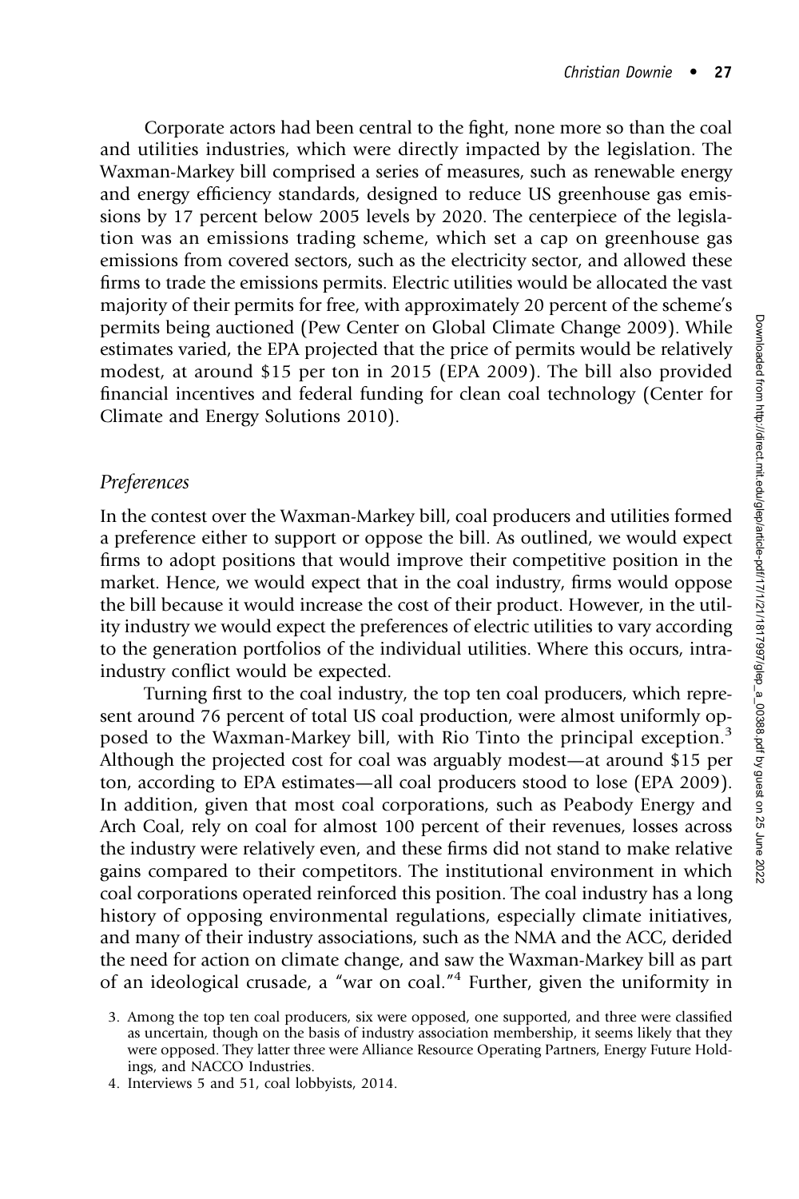Corporate actors had been central to the fight, none more so than the coal and utilities industries, which were directly impacted by the legislation. The Waxman-Markey bill comprised a series of measures, such as renewable energy and energy efficiency standards, designed to reduce US greenhouse gas emissions by 17 percent below 2005 levels by 2020. The centerpiece of the legislation was an emissions trading scheme, which set a cap on greenhouse gas emissions from covered sectors, such as the electricity sector, and allowed these firms to trade the emissions permits. Electric utilities would be allocated the vast majority of their permits for free, with approximately 20 percent of the scheme's permits being auctioned (Pew Center on Global Climate Change 2009). While estimates varied, the EPA projected that the price of permits would be relatively modest, at around $15 per ton in 2015 (EPA 2009). The bill also provided financial incentives and federal funding for clean coal technology (Center for Climate and Energy Solutions 2010).

### *Preferences*

In the contest over the Waxman-Markey bill, coal producers and utilities formed a preference either to support or oppose the bill. As outlined, we would expect firms to adopt positions that would improve their competitive position in the market. Hence, we would expect that in the coal industry, firms would oppose the bill because it would increase the cost of their product. However, in the utility industry we would expect the preferences of electric utilities to vary according to the generation portfolios of the individual utilities. Where this occurs, intra-industry conflict would be expected.

Turning first to the coal industry, the top ten coal producers, which represent around 76 percent of total US coal production, were almost uniformly opposed to the Waxman-Markey bill, with Rio Tinto the principal exception.[3] Although the projected cost for coal was arguably modest—at around $15 per ton, according to EPA estimates—all coal producers stood to lose (EPA 2009). In addition, given that most coal corporations, such as Peabody Energy and Arch Coal, rely on coal for almost 100 percent of their revenues, losses across the industry were relatively even, and these firms did not stand to make relative gains compared to their competitors. The institutional environment in which coal corporations operated reinforced this position. The coal industry has a long history of opposing environmental regulations, especially climate initiatives, and many of their industry associations, such as the NMA and the ACC, derided the need for action on climate change, and saw the Waxman-Markey bill as part of an ideological crusade, a "war on coal."[4] Further, given the uniformity in

3. Among the top ten coal producers, six were opposed, one supported, and three were classified as uncertain, though on the basis of industry association membership, it seems likely that they were opposed. They latter three were Alliance Resource Operating Partners, Energy Future Holdings, and NACCO Industries.

4. Interviews 5 and 51, coal lobbyists, 2014.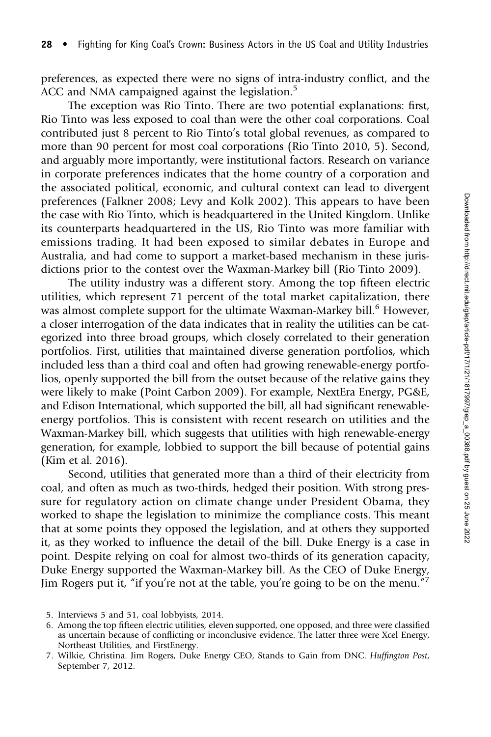preferences, as expected there were no signs of intra-industry conflict, and the ACC and NMA campaigned against the legislation.[5]

The exception was Rio Tinto. There are two potential explanations: first, Rio Tinto was less exposed to coal than were the other coal corporations. Coal contributed just 8 percent to Rio Tinto's total global revenues, as compared to more than 90 percent for most coal corporations (Rio Tinto 2010, 5). Second, and arguably more importantly, were institutional factors. Research on variance in corporate preferences indicates that the home country of a corporation and the associated political, economic, and cultural context can lead to divergent preferences (Falkner 2008; Levy and Kolk 2002). This appears to have been the case with Rio Tinto, which is headquartered in the United Kingdom. Unlike its counterparts headquartered in the US, Rio Tinto was more familiar with emissions trading. It had been exposed to similar debates in Europe and Australia, and had come to support a market-based mechanism in these jurisdictions prior to the contest over the Waxman-Markey bill (Rio Tinto 2009).

The utility industry was a different story. Among the top fifteen electric utilities, which represent 71 percent of the total market capitalization, there was almost complete support for the ultimate Waxman-Markey bill.[6] However, a closer interrogation of the data indicates that in reality the utilities can be categorized into three broad groups, which closely correlated to their generation portfolios. First, utilities that maintained diverse generation portfolios, which included less than a third coal and often had growing renewable-energy portfolios, openly supported the bill from the outset because of the relative gains they were likely to make (Point Carbon 2009). For example, NextEra Energy, PG&E, and Edison International, which supported the bill, all had significant renewable-energy portfolios. This is consistent with recent research on utilities and the Waxman-Markey bill, which suggests that utilities with high renewable-energy generation, for example, lobbied to support the bill because of potential gains (Kim et al. 2016).

Second, utilities that generated more than a third of their electricity from coal, and often as much as two-thirds, hedged their position. With strong pressure for regulatory action on climate change under President Obama, they worked to shape the legislation to minimize the compliance costs. This meant that at some points they opposed the legislation, and at others they supported it, as they worked to influence the detail of the bill. Duke Energy is a case in point. Despite relying on coal for almost two-thirds of its generation capacity, Duke Energy supported the Waxman-Markey bill. As the CEO of Duke Energy, Jim Rogers put it, "if you're not at the table, you're going to be on the menu."[7]

5. Interviews 5 and 51, coal lobbyists, 2014.

6. Among the top fifteen electric utilities, eleven supported, one opposed, and three were classified as uncertain because of conflicting or inconclusive evidence. The latter three were Xcel Energy, Northeast Utilities, and FirstEnergy.

7. Wilkie, Christina. Jim Rogers, Duke Energy CEO, Stands to Gain from DNC. *Huffington Post*, September 7, 2012.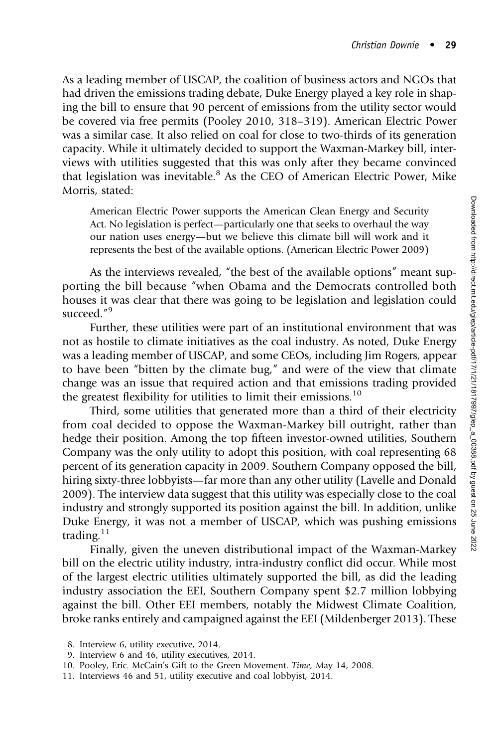As a leading member of USCAP, the coalition of business actors and NGOs that had driven the emissions trading debate, Duke Energy played a key role in shaping the bill to ensure that 90 percent of emissions from the utility sector would be covered via free permits (Pooley 2010, 318–319). American Electric Power was a similar case. It also relied on coal for close to two-thirds of its generation capacity. While it ultimately decided to support the Waxman-Markey bill, interviews with utilities suggested that this was only after they became convinced that legislation was inevitable.[8] As the CEO of American Electric Power, Mike Morris, stated:

> American Electric Power supports the American Clean Energy and Security Act. No legislation is perfect—particularly one that seeks to overhaul the way our nation uses energy—but we believe this climate bill will work and it represents the best of the available options. (American Electric Power 2009)

As the interviews revealed, "the best of the available options" meant supporting the bill because "when Obama and the Democrats controlled both houses it was clear that there was going to be legislation and legislation could succeed."[9]

Further, these utilities were part of an institutional environment that was not as hostile to climate initiatives as the coal industry. As noted, Duke Energy was a leading member of USCAP, and some CEOs, including Jim Rogers, appear to have been "bitten by the climate bug," and were of the view that climate change was an issue that required action and that emissions trading provided the greatest flexibility for utilities to limit their emissions.[10]

Third, some utilities that generated more than a third of their electricity from coal decided to oppose the Waxman-Markey bill outright, rather than hedge their position. Among the top fifteen investor-owned utilities, Southern Company was the only utility to adopt this position, with coal representing 68 percent of its generation capacity in 2009. Southern Company opposed the bill, hiring sixty-three lobbyists—far more than any other utility (Lavelle and Donald 2009). The interview data suggest that this utility was especially close to the coal industry and strongly supported its position against the bill. In addition, unlike Duke Energy, it was not a member of USCAP, which was pushing emissions trading.[11]

Finally, given the uneven distributional impact of the Waxman-Markey bill on the electric utility industry, intra-industry conflict did occur. While most of the largest electric utilities ultimately supported the bill, as did the leading industry association the EEI, Southern Company spent \$2.7 million lobbying against the bill. Other EEI members, notably the Midwest Climate Coalition, broke ranks entirely and campaigned against the EEI (Mildenberger 2013). These

8. Interview 6, utility executive, 2014.
9. Interview 6 and 46, utility executives, 2014.
10. Pooley, Eric. McCain's Gift to the Green Movement. *Time*, May 14, 2008.
11. Interviews 46 and 51, utility executive and coal lobbyist, 2014.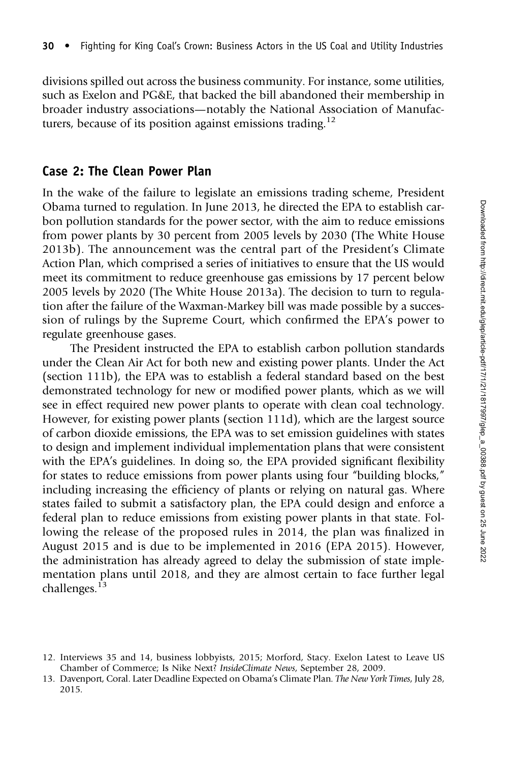divisions spilled out across the business community. For instance, some utilities, such as Exelon and PG&E, that backed the bill abandoned their membership in broader industry associations—notably the National Association of Manufacturers, because of its position against emissions trading.[12]

## Case 2: The Clean Power Plan

In the wake of the failure to legislate an emissions trading scheme, President Obama turned to regulation. In June 2013, he directed the EPA to establish carbon pollution standards for the power sector, with the aim to reduce emissions from power plants by 30 percent from 2005 levels by 2030 (The White House 2013b). The announcement was the central part of the President's Climate Action Plan, which comprised a series of initiatives to ensure that the US would meet its commitment to reduce greenhouse gas emissions by 17 percent below 2005 levels by 2020 (The White House 2013a). The decision to turn to regulation after the failure of the Waxman-Markey bill was made possible by a succession of rulings by the Supreme Court, which confirmed the EPA's power to regulate greenhouse gases.

The President instructed the EPA to establish carbon pollution standards under the Clean Air Act for both new and existing power plants. Under the Act (section 111b), the EPA was to establish a federal standard based on the best demonstrated technology for new or modified power plants, which as we will see in effect required new power plants to operate with clean coal technology. However, for existing power plants (section 111d), which are the largest source of carbon dioxide emissions, the EPA was to set emission guidelines with states to design and implement individual implementation plans that were consistent with the EPA's guidelines. In doing so, the EPA provided significant flexibility for states to reduce emissions from power plants using four "building blocks," including increasing the efficiency of plants or relying on natural gas. Where states failed to submit a satisfactory plan, the EPA could design and enforce a federal plan to reduce emissions from existing power plants in that state. Following the release of the proposed rules in 2014, the plan was finalized in August 2015 and is due to be implemented in 2016 (EPA 2015). However, the administration has already agreed to delay the submission of state implementation plans until 2018, and they are almost certain to face further legal challenges.[13]

12. Interviews 35 and 14, business lobbyists, 2015; Morford, Stacy. Exelon Latest to Leave US Chamber of Commerce; Is Nike Next? *InsideClimate News*, September 28, 2009.
13. Davenport, Coral. Later Deadline Expected on Obama's Climate Plan. *The New York Times*, July 28, 2015.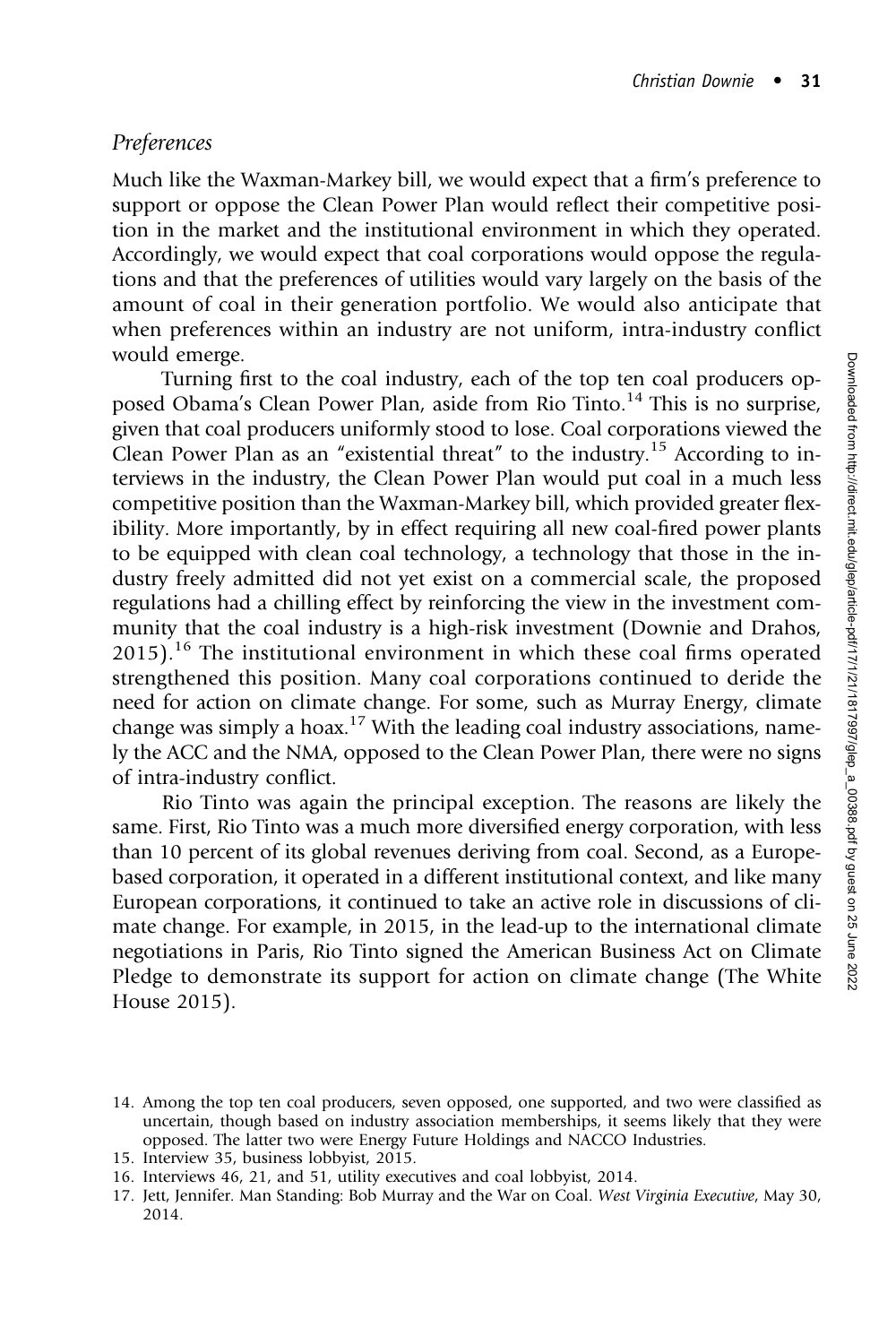### *Preferences*

Much like the Waxman-Markey bill, we would expect that a firm's preference to support or oppose the Clean Power Plan would reflect their competitive position in the market and the institutional environment in which they operated. Accordingly, we would expect that coal corporations would oppose the regulations and that the preferences of utilities would vary largely on the basis of the amount of coal in their generation portfolio. We would also anticipate that when preferences within an industry are not uniform, intra-industry conflict would emerge.

Turning first to the coal industry, each of the top ten coal producers opposed Obama's Clean Power Plan, aside from Rio Tinto.[14] This is no surprise, given that coal producers uniformly stood to lose. Coal corporations viewed the Clean Power Plan as an "existential threat" to the industry.[15] According to interviews in the industry, the Clean Power Plan would put coal in a much less competitive position than the Waxman-Markey bill, which provided greater flexibility. More importantly, by in effect requiring all new coal-fired power plants to be equipped with clean coal technology, a technology that those in the industry freely admitted did not yet exist on a commercial scale, the proposed regulations had a chilling effect by reinforcing the view in the investment community that the coal industry is a high-risk investment (Downie and Drahos, 2015).[16] The institutional environment in which these coal firms operated strengthened this position. Many coal corporations continued to deride the need for action on climate change. For some, such as Murray Energy, climate change was simply a hoax.[17] With the leading coal industry associations, namely the ACC and the NMA, opposed to the Clean Power Plan, there were no signs of intra-industry conflict.

Rio Tinto was again the principal exception. The reasons are likely the same. First, Rio Tinto was a much more diversified energy corporation, with less than 10 percent of its global revenues deriving from coal. Second, as a Europe-based corporation, it operated in a different institutional context, and like many European corporations, it continued to take an active role in discussions of climate change. For example, in 2015, in the lead-up to the international climate negotiations in Paris, Rio Tinto signed the American Business Act on Climate Pledge to demonstrate its support for action on climate change (The White House 2015).

14. Among the top ten coal producers, seven opposed, one supported, and two were classified as uncertain, though based on industry association memberships, it seems likely that they were opposed. The latter two were Energy Future Holdings and NACCO Industries.
15. Interview 35, business lobbyist, 2015.
16. Interviews 46, 21, and 51, utility executives and coal lobbyist, 2014.
17. Jett, Jennifer. Man Standing: Bob Murray and the War on Coal. *West Virginia Executive*, May 30, 2014.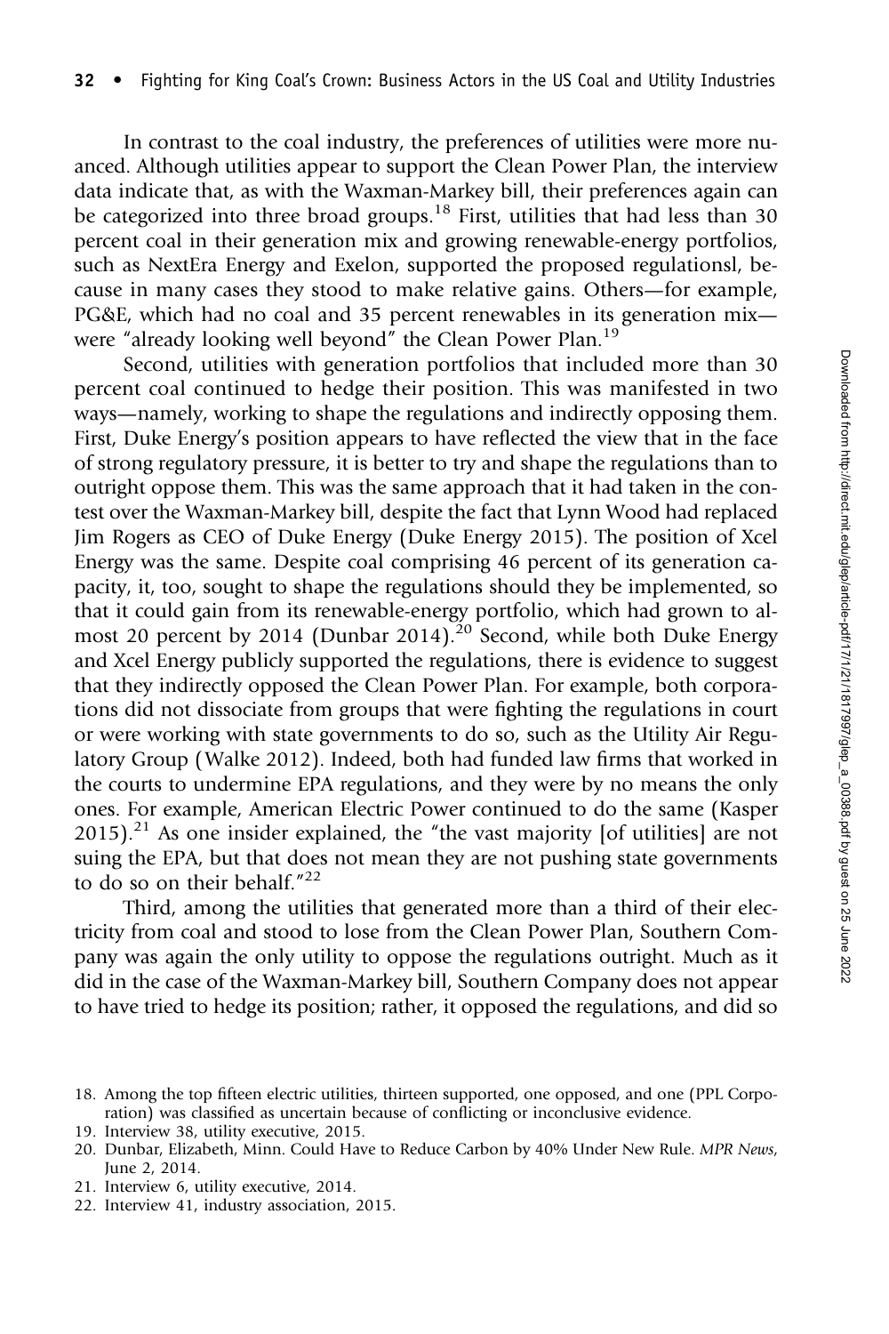In contrast to the coal industry, the preferences of utilities were more nuanced. Although utilities appear to support the Clean Power Plan, the interview data indicate that, as with the Waxman-Markey bill, their preferences again can be categorized into three broad groups.[18] First, utilities that had less than 30 percent coal in their generation mix and growing renewable-energy portfolios, such as NextEra Energy and Exelon, supported the proposed regulationsl, because in many cases they stood to make relative gains. Others—for example, PG&E, which had no coal and 35 percent renewables in its generation mix—were "already looking well beyond" the Clean Power Plan.[19]

Second, utilities with generation portfolios that included more than 30 percent coal continued to hedge their position. This was manifested in two ways—namely, working to shape the regulations and indirectly opposing them. First, Duke Energy's position appears to have reflected the view that in the face of strong regulatory pressure, it is better to try and shape the regulations than to outright oppose them. This was the same approach that it had taken in the contest over the Waxman-Markey bill, despite the fact that Lynn Wood had replaced Jim Rogers as CEO of Duke Energy (Duke Energy 2015). The position of Xcel Energy was the same. Despite coal comprising 46 percent of its generation capacity, it, too, sought to shape the regulations should they be implemented, so that it could gain from its renewable-energy portfolio, which had grown to almost 20 percent by 2014 (Dunbar 2014).[20] Second, while both Duke Energy and Xcel Energy publicly supported the regulations, there is evidence to suggest that they indirectly opposed the Clean Power Plan. For example, both corporations did not dissociate from groups that were fighting the regulations in court or were working with state governments to do so, such as the Utility Air Regulatory Group (Walke 2012). Indeed, both had funded law firms that worked in the courts to undermine EPA regulations, and they were by no means the only ones. For example, American Electric Power continued to do the same (Kasper 2015).[21] As one insider explained, the "the vast majority [of utilities] are not suing the EPA, but that does not mean they are not pushing state governments to do so on their behalf."[22]

Third, among the utilities that generated more than a third of their electricity from coal and stood to lose from the Clean Power Plan, Southern Company was again the only utility to oppose the regulations outright. Much as it did in the case of the Waxman-Markey bill, Southern Company does not appear to have tried to hedge its position; rather, it opposed the regulations, and did so

18. Among the top fifteen electric utilities, thirteen supported, one opposed, and one (PPL Corporation) was classified as uncertain because of conflicting or inconclusive evidence.
19. Interview 38, utility executive, 2015.
20. Dunbar, Elizabeth, Minn. Could Have to Reduce Carbon by 40% Under New Rule. *MPR News*, June 2, 2014.
21. Interview 6, utility executive, 2014.
22. Interview 41, industry association, 2015.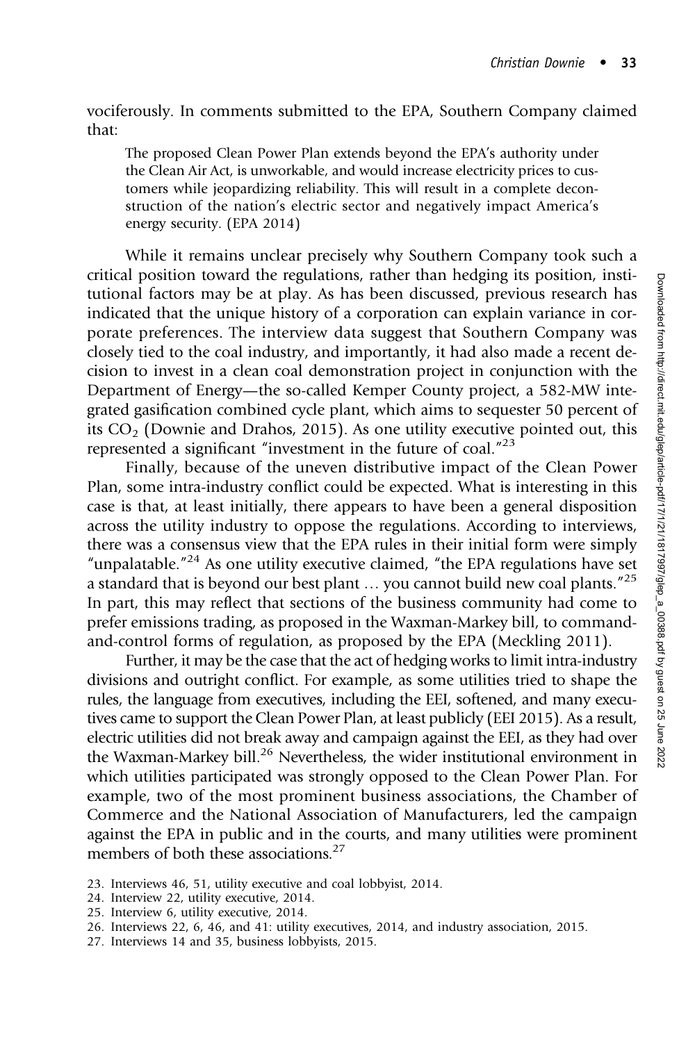vociferously. In comments submitted to the EPA, Southern Company claimed that:

> The proposed Clean Power Plan extends beyond the EPA's authority under the Clean Air Act, is unworkable, and would increase electricity prices to customers while jeopardizing reliability. This will result in a complete deconstruction of the nation's electric sector and negatively impact America's energy security. (EPA 2014)

While it remains unclear precisely why Southern Company took such a critical position toward the regulations, rather than hedging its position, institutional factors may be at play. As has been discussed, previous research has indicated that the unique history of a corporation can explain variance in corporate preferences. The interview data suggest that Southern Company was closely tied to the coal industry, and importantly, it had also made a recent decision to invest in a clean coal demonstration project in conjunction with the Department of Energy—the so-called Kemper County project, a 582-MW integrated gasification combined cycle plant, which aims to sequester 50 percent of its $CO_2$ (Downie and Drahos, 2015). As one utility executive pointed out, this represented a significant "investment in the future of coal."[23]

Finally, because of the uneven distributive impact of the Clean Power Plan, some intra-industry conflict could be expected. What is interesting in this case is that, at least initially, there appears to have been a general disposition across the utility industry to oppose the regulations. According to interviews, there was a consensus view that the EPA rules in their initial form were simply "unpalatable."[24] As one utility executive claimed, "the EPA regulations have set a standard that is beyond our best plant … you cannot build new coal plants."[25] In part, this may reflect that sections of the business community had come to prefer emissions trading, as proposed in the Waxman-Markey bill, to command-and-control forms of regulation, as proposed by the EPA (Meckling 2011).

Further, it may be the case that the act of hedging works to limit intra-industry divisions and outright conflict. For example, as some utilities tried to shape the rules, the language from executives, including the EEI, softened, and many executives came to support the Clean Power Plan, at least publicly (EEI 2015). As a result, electric utilities did not break away and campaign against the EEI, as they had over the Waxman-Markey bill.[26] Nevertheless, the wider institutional environment in which utilities participated was strongly opposed to the Clean Power Plan. For example, two of the most prominent business associations, the Chamber of Commerce and the National Association of Manufacturers, led the campaign against the EPA in public and in the courts, and many utilities were prominent members of both these associations.[27]

23. Interviews 46, 51, utility executive and coal lobbyist, 2014.
24. Interview 22, utility executive, 2014.
25. Interview 6, utility executive, 2014.
26. Interviews 22, 6, 46, and 41: utility executives, 2014, and industry association, 2015.
27. Interviews 14 and 35, business lobbyists, 2015.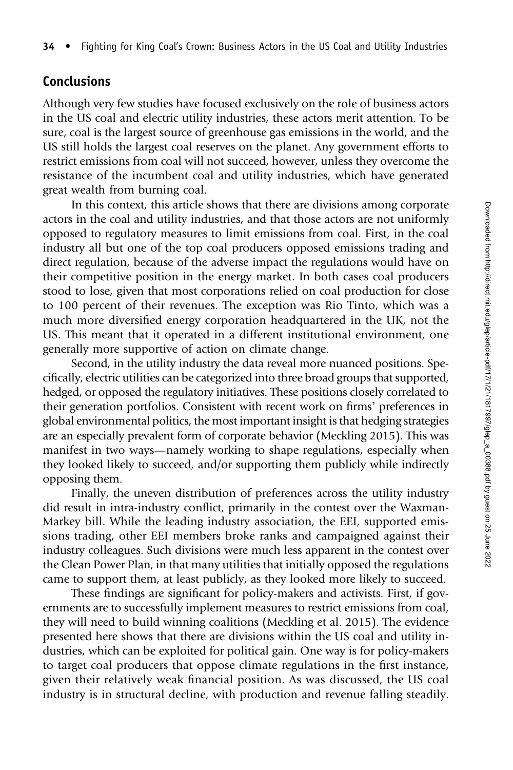## Conclusions

Although very few studies have focused exclusively on the role of business actors in the US coal and electric utility industries, these actors merit attention. To be sure, coal is the largest source of greenhouse gas emissions in the world, and the US still holds the largest coal reserves on the planet. Any government efforts to restrict emissions from coal will not succeed, however, unless they overcome the resistance of the incumbent coal and utility industries, which have generated great wealth from burning coal.

In this context, this article shows that there are divisions among corporate actors in the coal and utility industries, and that those actors are not uniformly opposed to regulatory measures to limit emissions from coal. First, in the coal industry all but one of the top coal producers opposed emissions trading and direct regulation, because of the adverse impact the regulations would have on their competitive position in the energy market. In both cases coal producers stood to lose, given that most corporations relied on coal production for close to 100 percent of their revenues. The exception was Rio Tinto, which was a much more diversified energy corporation headquartered in the UK, not the US. This meant that it operated in a different institutional environment, one generally more supportive of action on climate change.

Second, in the utility industry the data reveal more nuanced positions. Specifically, electric utilities can be categorized into three broad groups that supported, hedged, or opposed the regulatory initiatives. These positions closely correlated to their generation portfolios. Consistent with recent work on firms' preferences in global environmental politics, the most important insight is that hedging strategies are an especially prevalent form of corporate behavior (Meckling 2015). This was manifest in two ways—namely working to shape regulations, especially when they looked likely to succeed, and/or supporting them publicly while indirectly opposing them.

Finally, the uneven distribution of preferences across the utility industry did result in intra-industry conflict, primarily in the contest over the Waxman-Markey bill. While the leading industry association, the EEI, supported emissions trading, other EEI members broke ranks and campaigned against their industry colleagues. Such divisions were much less apparent in the contest over the Clean Power Plan, in that many utilities that initially opposed the regulations came to support them, at least publicly, as they looked more likely to succeed.

These findings are significant for policy-makers and activists. First, if governments are to successfully implement measures to restrict emissions from coal, they will need to build winning coalitions (Meckling et al. 2015). The evidence presented here shows that there are divisions within the US coal and utility industries, which can be exploited for political gain. One way is for policy-makers to target coal producers that oppose climate regulations in the first instance, given their relatively weak financial position. As was discussed, the US coal industry is in structural decline, with production and revenue falling steadily.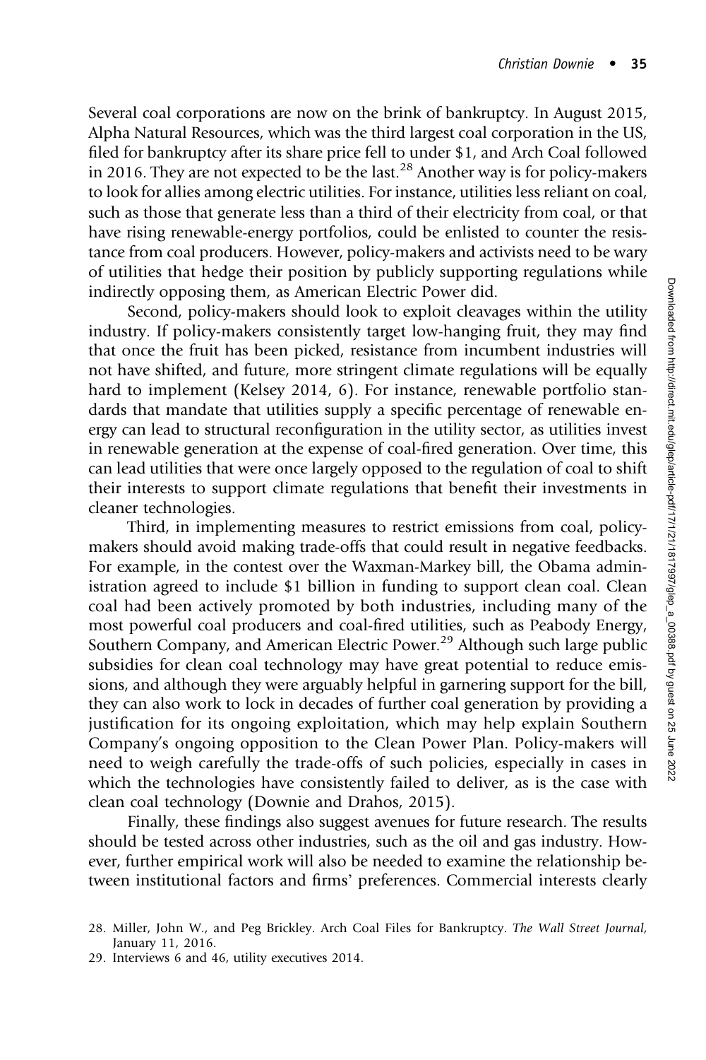Several coal corporations are now on the brink of bankruptcy. In August 2015, Alpha Natural Resources, which was the third largest coal corporation in the US, filed for bankruptcy after its share price fell to under $1, and Arch Coal followed in 2016. They are not expected to be the last.[28] Another way is for policy-makers to look for allies among electric utilities. For instance, utilities less reliant on coal, such as those that generate less than a third of their electricity from coal, or that have rising renewable-energy portfolios, could be enlisted to counter the resistance from coal producers. However, policy-makers and activists need to be wary of utilities that hedge their position by publicly supporting regulations while indirectly opposing them, as American Electric Power did.

Second, policy-makers should look to exploit cleavages within the utility industry. If policy-makers consistently target low-hanging fruit, they may find that once the fruit has been picked, resistance from incumbent industries will not have shifted, and future, more stringent climate regulations will be equally hard to implement (Kelsey 2014, 6). For instance, renewable portfolio standards that mandate that utilities supply a specific percentage of renewable energy can lead to structural reconfiguration in the utility sector, as utilities invest in renewable generation at the expense of coal-fired generation. Over time, this can lead utilities that were once largely opposed to the regulation of coal to shift their interests to support climate regulations that benefit their investments in cleaner technologies.

Third, in implementing measures to restrict emissions from coal, policy-makers should avoid making trade-offs that could result in negative feedbacks. For example, in the contest over the Waxman-Markey bill, the Obama administration agreed to include $1 billion in funding to support clean coal. Clean coal had been actively promoted by both industries, including many of the most powerful coal producers and coal-fired utilities, such as Peabody Energy, Southern Company, and American Electric Power.[29] Although such large public subsidies for clean coal technology may have great potential to reduce emissions, and although they were arguably helpful in garnering support for the bill, they can also work to lock in decades of further coal generation by providing a justification for its ongoing exploitation, which may help explain Southern Company's ongoing opposition to the Clean Power Plan. Policy-makers will need to weigh carefully the trade-offs of such policies, especially in cases in which the technologies have consistently failed to deliver, as is the case with clean coal technology (Downie and Drahos, 2015).

Finally, these findings also suggest avenues for future research. The results should be tested across other industries, such as the oil and gas industry. However, further empirical work will also be needed to examine the relationship between institutional factors and firms' preferences. Commercial interests clearly

28. Miller, John W., and Peg Brickley. Arch Coal Files for Bankruptcy. *The Wall Street Journal*, January 11, 2016.

29. Interviews 6 and 46, utility executives 2014.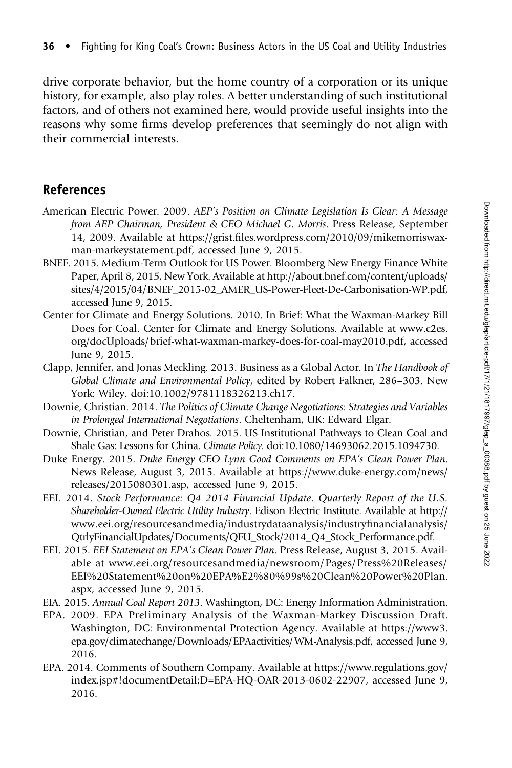drive corporate behavior, but the home country of a corporation or its unique history, for example, also play roles. A better understanding of such institutional factors, and of others not examined here, would provide useful insights into the reasons why some firms develop preferences that seemingly do not align with their commercial interests.

## References

American Electric Power. 2009. *AEP's Position on Climate Legislation Is Clear: A Message from AEP Chairman, President & CEO Michael G. Morris*. Press Release, September 14, 2009. Available at https://grist.files.wordpress.com/2010/09/mikemorriswaxman-markeystatement.pdf, accessed June 9, 2015.

BNEF. 2015. Medium-Term Outlook for US Power. Bloomberg New Energy Finance White Paper, April 8, 2015, New York. Available at http://about.bnef.com/content/uploads/sites/4/2015/04/BNEF_2015-02_AMER_US-Power-Fleet-De-Carbonisation-WP.pdf, accessed June 9, 2015.

Center for Climate and Energy Solutions. 2010. In Brief: What the Waxman-Markey Bill Does for Coal. Center for Climate and Energy Solutions. Available at www.c2es.org/docUploads/brief-what-waxman-markey-does-for-coal-may2010.pdf, accessed June 9, 2015.

Clapp, Jennifer, and Jonas Meckling. 2013. Business as a Global Actor. In *The Handbook of Global Climate and Environmental Policy*, edited by Robert Falkner, 286–303. New York: Wiley. doi:10.1002/9781118326213.ch17.

Downie, Christian. 2014. *The Politics of Climate Change Negotiations: Strategies and Variables in Prolonged International Negotiations*. Cheltenham, UK: Edward Elgar.

Downie, Christian, and Peter Drahos. 2015. US Institutional Pathways to Clean Coal and Shale Gas: Lessons for China. *Climate Policy*. doi:10.1080/14693062.2015.1094730.

Duke Energy. 2015. *Duke Energy CEO Lynn Good Comments on EPA's Clean Power Plan*. News Release, August 3, 2015. Available at https://www.duke-energy.com/news/releases/2015080301.asp, accessed June 9, 2015.

EEI. 2014. *Stock Performance: Q4 2014 Financial Update. Quarterly Report of the U.S. Shareholder-Owned Electric Utility Industry*. Edison Electric Institute. Available at http://www.eei.org/resourcesandmedia/industrydataanalysis/industryfinancialanalysis/QtrlyFinancialUpdates/Documents/QFU_Stock/2014_Q4_Stock_Performance.pdf.

EEI. 2015. *EEI Statement on EPA's Clean Power Plan*. Press Release, August 3, 2015. Available at www.eei.org/resourcesandmedia/newsroom/Pages/Press%20Releases/EEI%20Statement%20on%20EPA%E2%80%99s%20Clean%20Power%20Plan.aspx, accessed June 9, 2015.

EIA. 2015. *Annual Coal Report 2013*. Washington, DC: Energy Information Administration.

EPA. 2009. EPA Preliminary Analysis of the Waxman-Markey Discussion Draft. Washington, DC: Environmental Protection Agency. Available at https://www3.epa.gov/climatechange/Downloads/EPAactivities/WM-Analysis.pdf, accessed June 9, 2016.

EPA. 2014. Comments of Southern Company. Available at https://www.regulations.gov/index.jsp#!documentDetail;D=EPA-HQ-OAR-2013-0602-22907, accessed June 9, 2016.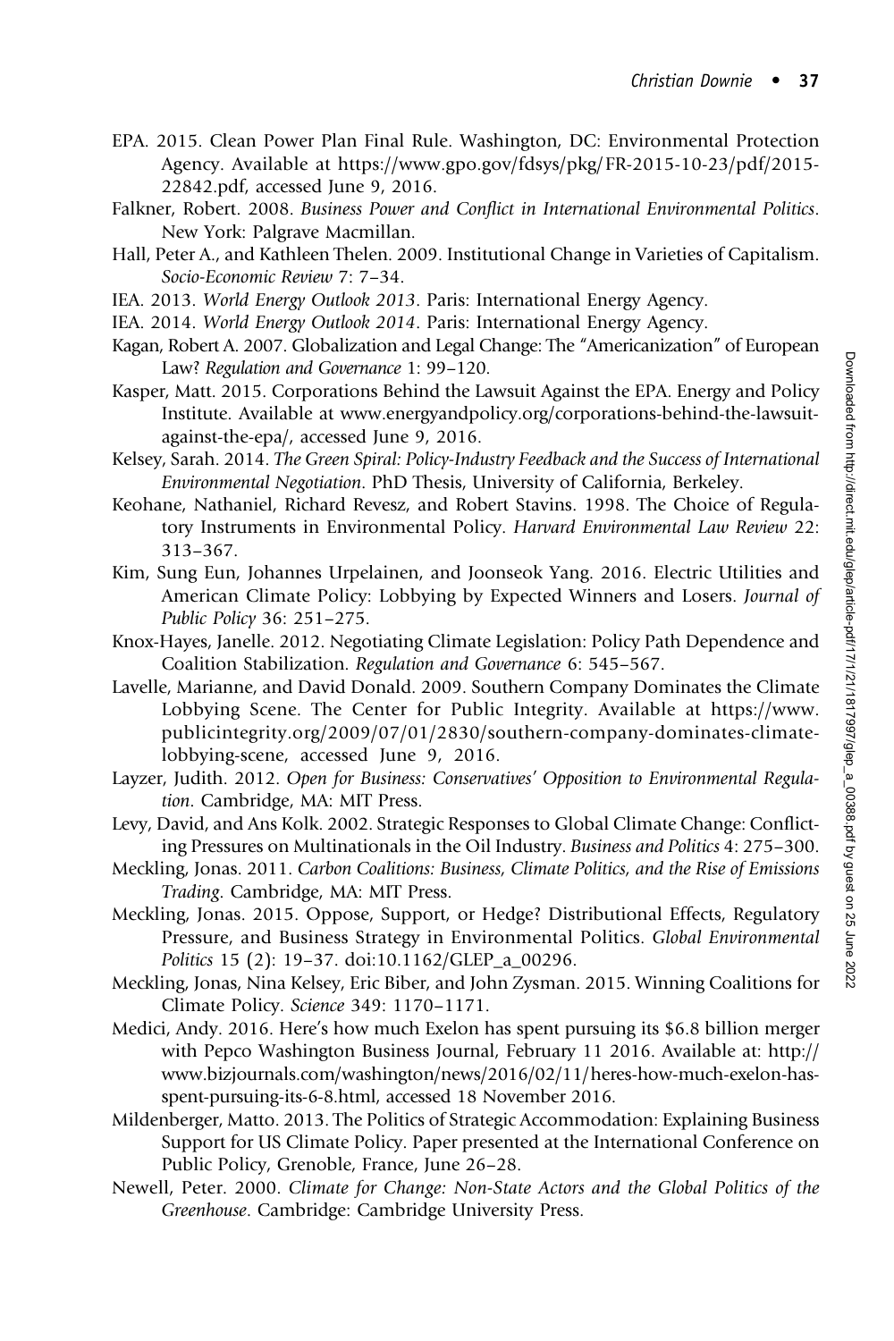EPA. 2015. Clean Power Plan Final Rule. Washington, DC: Environmental Protection Agency. Available at https://www.gpo.gov/fdsys/pkg/FR-2015-10-23/pdf/2015-22842.pdf, accessed June 9, 2016.

Falkner, Robert. 2008. *Business Power and Conflict in International Environmental Politics*. New York: Palgrave Macmillan.

Hall, Peter A., and Kathleen Thelen. 2009. Institutional Change in Varieties of Capitalism. *Socio-Economic Review* 7: 7–34.

IEA. 2013. *World Energy Outlook 2013*. Paris: International Energy Agency.

IEA. 2014. *World Energy Outlook 2014*. Paris: International Energy Agency.

Kagan, Robert A. 2007. Globalization and Legal Change: The "Americanization" of European Law? *Regulation and Governance* 1: 99–120.

Kasper, Matt. 2015. Corporations Behind the Lawsuit Against the EPA. Energy and Policy Institute. Available at www.energyandpolicy.org/corporations-behind-the-lawsuit-against-the-epa/, accessed June 9, 2016.

Kelsey, Sarah. 2014. *The Green Spiral: Policy-Industry Feedback and the Success of International Environmental Negotiation*. PhD Thesis, University of California, Berkeley.

Keohane, Nathaniel, Richard Revesz, and Robert Stavins. 1998. The Choice of Regulatory Instruments in Environmental Policy. *Harvard Environmental Law Review* 22: 313–367.

Kim, Sung Eun, Johannes Urpelainen, and Joonseok Yang. 2016. Electric Utilities and American Climate Policy: Lobbying by Expected Winners and Losers. *Journal of Public Policy* 36: 251–275.

Knox-Hayes, Janelle. 2012. Negotiating Climate Legislation: Policy Path Dependence and Coalition Stabilization. *Regulation and Governance* 6: 545–567.

Lavelle, Marianne, and David Donald. 2009. Southern Company Dominates the Climate Lobbying Scene. The Center for Public Integrity. Available at https://www.publicintegrity.org/2009/07/01/2830/southern-company-dominates-climate-lobbying-scene, accessed June 9, 2016.

Layzer, Judith. 2012. *Open for Business: Conservatives' Opposition to Environmental Regulation*. Cambridge, MA: MIT Press.

Levy, David, and Ans Kolk. 2002. Strategic Responses to Global Climate Change: Conflicting Pressures on Multinationals in the Oil Industry. *Business and Politics* 4: 275–300.

Meckling, Jonas. 2011. *Carbon Coalitions: Business, Climate Politics, and the Rise of Emissions Trading*. Cambridge, MA: MIT Press.

Meckling, Jonas. 2015. Oppose, Support, or Hedge? Distributional Effects, Regulatory Pressure, and Business Strategy in Environmental Politics. *Global Environmental Politics* 15 (2): 19–37. doi:10.1162/GLEP_a_00296.

Meckling, Jonas, Nina Kelsey, Eric Biber, and John Zysman. 2015. Winning Coalitions for Climate Policy. *Science* 349: 1170–1171.

Medici, Andy. 2016. Here's how much Exelon has spent pursuing its $6.8 billion merger with Pepco Washington Business Journal, February 11 2016. Available at: http://www.bizjournals.com/washington/news/2016/02/11/heres-how-much-exelon-has-spent-pursuing-its-6-8.html, accessed 18 November 2016.

Mildenberger, Matto. 2013. The Politics of Strategic Accommodation: Explaining Business Support for US Climate Policy. Paper presented at the International Conference on Public Policy, Grenoble, France, June 26–28.

Newell, Peter. 2000. *Climate for Change: Non-State Actors and the Global Politics of the Greenhouse*. Cambridge: Cambridge University Press.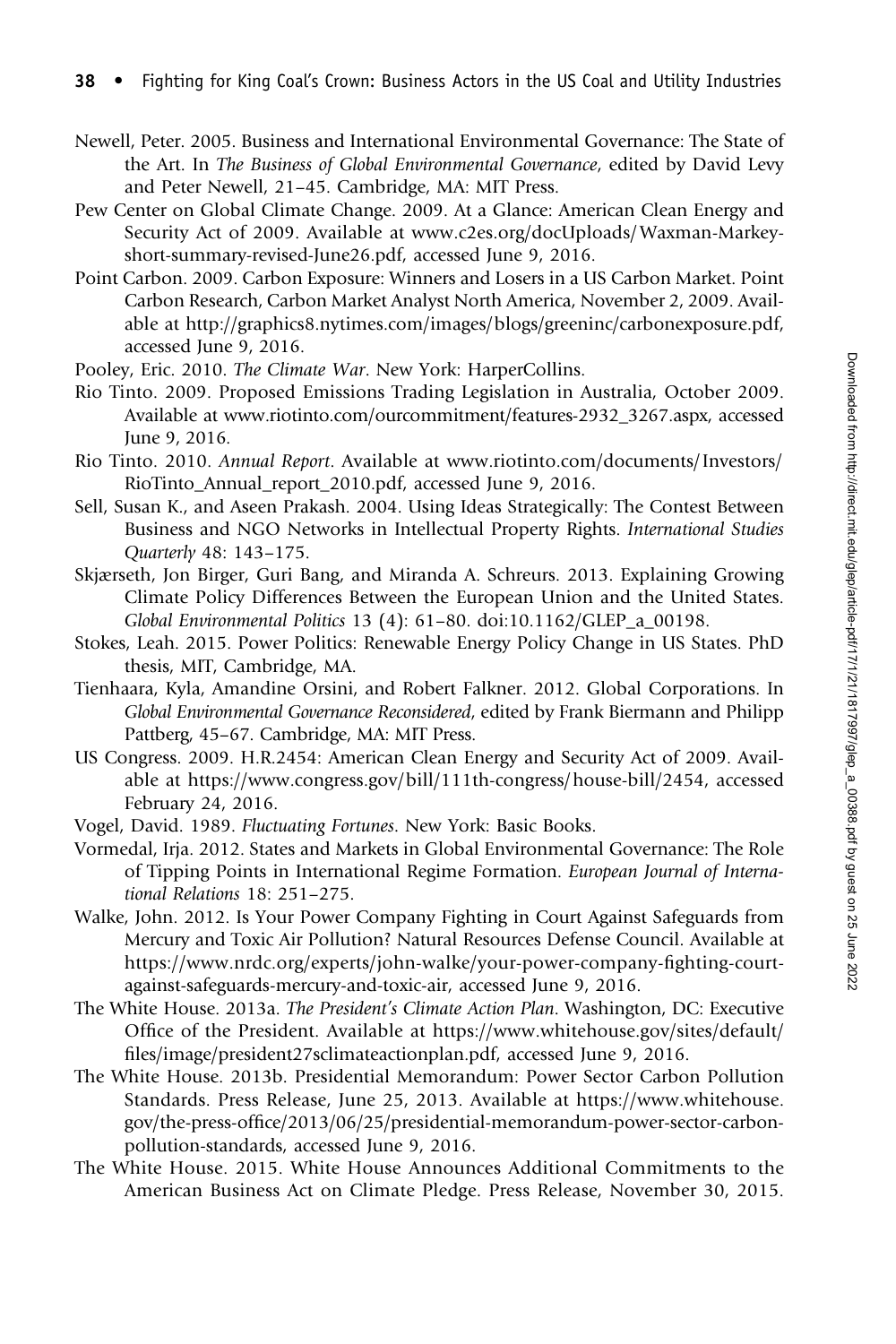Newell, Peter. 2005. Business and International Environmental Governance: The State of the Art. In *The Business of Global Environmental Governance*, edited by David Levy and Peter Newell, 21–45. Cambridge, MA: MIT Press.

Pew Center on Global Climate Change. 2009. At a Glance: American Clean Energy and Security Act of 2009. Available at www.c2es.org/docUploads/Waxman-Markey-short-summary-revised-June26.pdf, accessed June 9, 2016.

Point Carbon. 2009. Carbon Exposure: Winners and Losers in a US Carbon Market. Point Carbon Research, Carbon Market Analyst North America, November 2, 2009. Available at http://graphics8.nytimes.com/images/blogs/greeninc/carbonexposure.pdf, accessed June 9, 2016.

Pooley, Eric. 2010. *The Climate War*. New York: HarperCollins.

Rio Tinto. 2009. Proposed Emissions Trading Legislation in Australia, October 2009. Available at www.riotinto.com/ourcommitment/features-2932_3267.aspx, accessed June 9, 2016.

Rio Tinto. 2010. *Annual Report*. Available at www.riotinto.com/documents/Investors/RioTinto_Annual_report_2010.pdf, accessed June 9, 2016.

Sell, Susan K., and Aseen Prakash. 2004. Using Ideas Strategically: The Contest Between Business and NGO Networks in Intellectual Property Rights. *International Studies Quarterly* 48: 143–175.

Skjærseth, Jon Birger, Guri Bang, and Miranda A. Schreurs. 2013. Explaining Growing Climate Policy Differences Between the European Union and the United States. *Global Environmental Politics* 13 (4): 61–80. doi:10.1162/GLEP_a_00198.

Stokes, Leah. 2015. Power Politics: Renewable Energy Policy Change in US States. PhD thesis, MIT, Cambridge, MA.

Tienhaara, Kyla, Amandine Orsini, and Robert Falkner. 2012. Global Corporations. In *Global Environmental Governance Reconsidered*, edited by Frank Biermann and Philipp Pattberg, 45–67. Cambridge, MA: MIT Press.

US Congress. 2009. H.R.2454: American Clean Energy and Security Act of 2009. Available at https://www.congress.gov/bill/111th-congress/house-bill/2454, accessed February 24, 2016.

Vogel, David. 1989. *Fluctuating Fortunes*. New York: Basic Books.

Vormedal, Irja. 2012. States and Markets in Global Environmental Governance: The Role of Tipping Points in International Regime Formation. *European Journal of International Relations* 18: 251–275.

Walke, John. 2012. Is Your Power Company Fighting in Court Against Safeguards from Mercury and Toxic Air Pollution? Natural Resources Defense Council. Available at https://www.nrdc.org/experts/john-walke/your-power-company-fighting-court-against-safeguards-mercury-and-toxic-air, accessed June 9, 2016.

The White House. 2013a. *The President's Climate Action Plan*. Washington, DC: Executive Office of the President. Available at https://www.whitehouse.gov/sites/default/files/image/president27sclimateactionplan.pdf, accessed June 9, 2016.

The White House. 2013b. Presidential Memorandum: Power Sector Carbon Pollution Standards. Press Release, June 25, 2013. Available at https://www.whitehouse.gov/the-press-office/2013/06/25/presidential-memorandum-power-sector-carbon-pollution-standards, accessed June 9, 2016.

The White House. 2015. White House Announces Additional Commitments to the American Business Act on Climate Pledge. Press Release, November 30, 2015.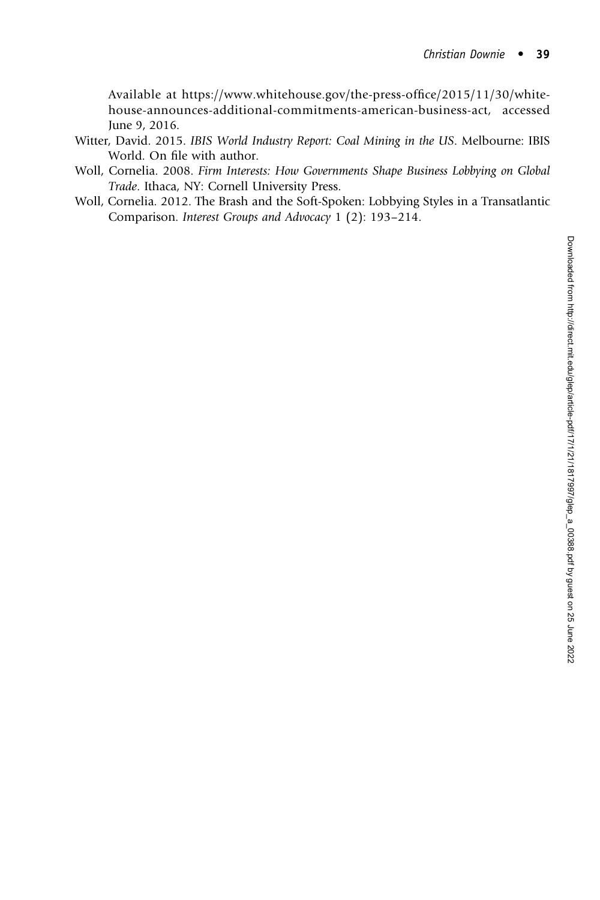Available at https://www.whitehouse.gov/the-press-office/2015/11/30/white-house-announces-additional-commitments-american-business-act, accessed June 9, 2016.

Witter, David. 2015. *IBIS World Industry Report: Coal Mining in the US*. Melbourne: IBIS World. On file with author.

Woll, Cornelia. 2008. *Firm Interests: How Governments Shape Business Lobbying on Global Trade*. Ithaca, NY: Cornell University Press.

Woll, Cornelia. 2012. The Brash and the Soft-Spoken: Lobbying Styles in a Transatlantic Comparison. *Interest Groups and Advocacy* 1 (2): 193–214.